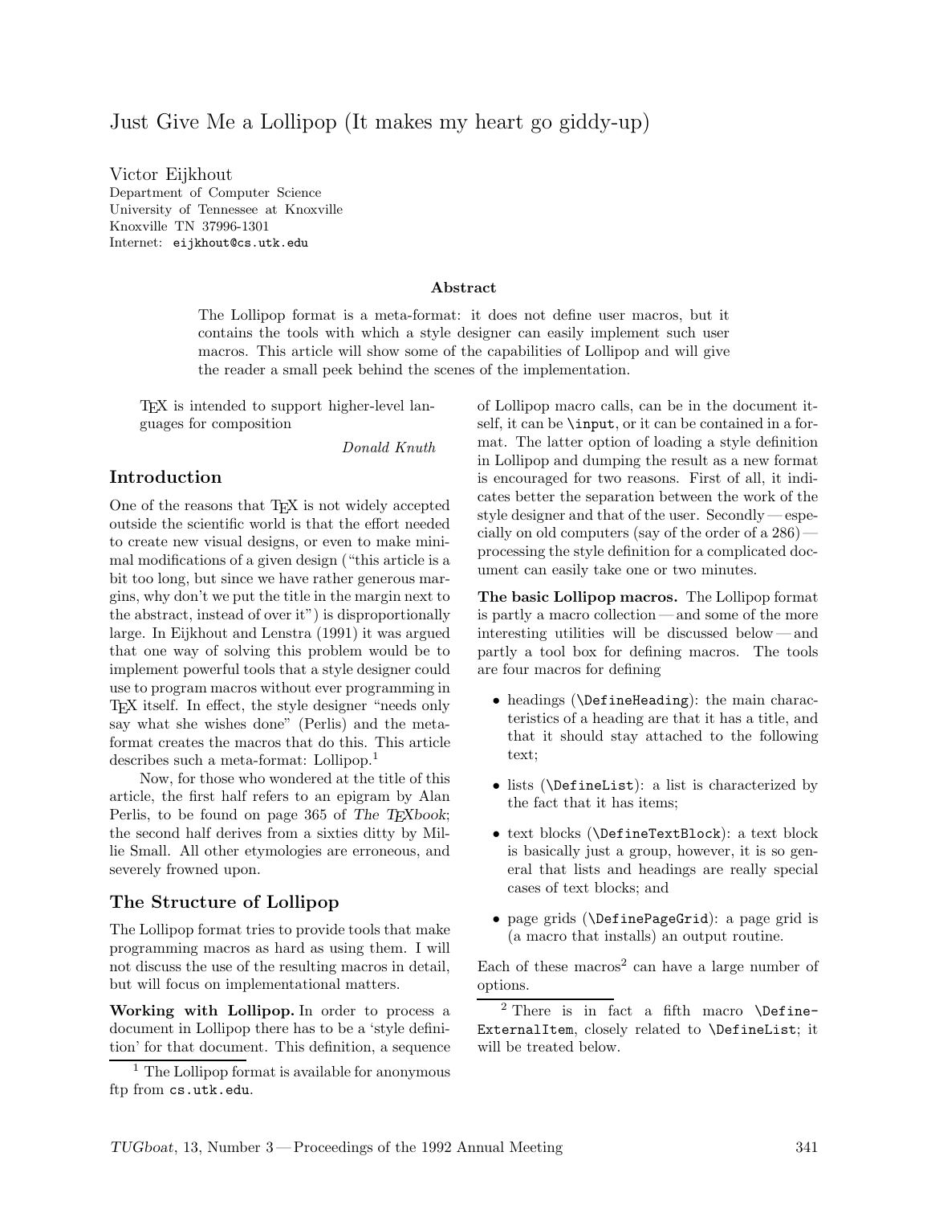# Just Give Me a Lollipop (It makes my heart go giddy-up)

Victor Eijkhout
Department of Computer Science
University of Tennessee at Knoxville
Knoxville TN 37996-1301
Internet: eijkhout@cs.utk.edu

### Abstract

The Lollipop format is a meta-format: it does not define user macros, but it contains the tools with which a style designer can easily implement such user macros. This article will show some of the capabilities of Lollipop and will give the reader a small peek behind the scenes of the implementation.

> TEX is intended to support higher-level languages for composition
>
> *Donald Knuth*

## Introduction

One of the reasons that TEX is not widely accepted outside the scientific world is that the effort needed to create new visual designs, or even to make minimal modifications of a given design ("this article is a bit too long, but since we have rather generous margins, why don't we put the title in the margin next to the abstract, instead of over it") is disproportionally large. In Eijkhout and Lenstra (1991) it was argued that one way of solving this problem would be to implement powerful tools that a style designer could use to program macros without ever programming in TEX itself. In effect, the style designer "needs only say what she wishes done" (Perlis) and the meta-format creates the macros that do this. This article describes such a meta-format: Lollipop.[1]

Now, for those who wondered at the title of this article, the first half refers to an epigram by Alan Perlis, to be found on page 365 of *The TEXbook*; the second half derives from a sixties ditty by Millie Small. All other etymologies are erroneous, and severely frowned upon.

## The Structure of Lollipop

The Lollipop format tries to provide tools that make programming macros as hard as using them. I will not discuss the use of the resulting macros in detail, but will focus on implementational matters.

**Working with Lollipop.** In order to process a document in Lollipop there has to be a 'style definition' for that document. This definition, a sequence of Lollipop macro calls, can be in the document itself, it can be `\input`, or it can be contained in a format. The latter option of loading a style definition in Lollipop and dumping the result as a new format is encouraged for two reasons. First of all, it indicates better the separation between the work of the style designer and that of the user. Secondly — especially on old computers (say of the order of a 286) — processing the style definition for a complicated document can easily take one or two minutes.

**The basic Lollipop macros.** The Lollipop format is partly a macro collection — and some of the more interesting utilities will be discussed below — and partly a tool box for defining macros. The tools are four macros for defining

- headings (`\DefineHeading`): the main characteristics of a heading are that it has a title, and that it should stay attached to the following text;
- lists (`\DefineList`): a list is characterized by the fact that it has items;
- text blocks (`\DefineTextBlock`): a text block is basically just a group, however, it is so general that lists and headings are really special cases of text blocks; and
- page grids (`\DefinePageGrid`): a page grid is (a macro that installs) an output routine.

Each of these macros[2] can have a large number of options.

---

[1] The Lollipop format is available for anonymous ftp from cs.utk.edu.

[2] There is in fact a fifth macro `\DefineExternalItem`, closely related to `\DefineList`; it will be treated below.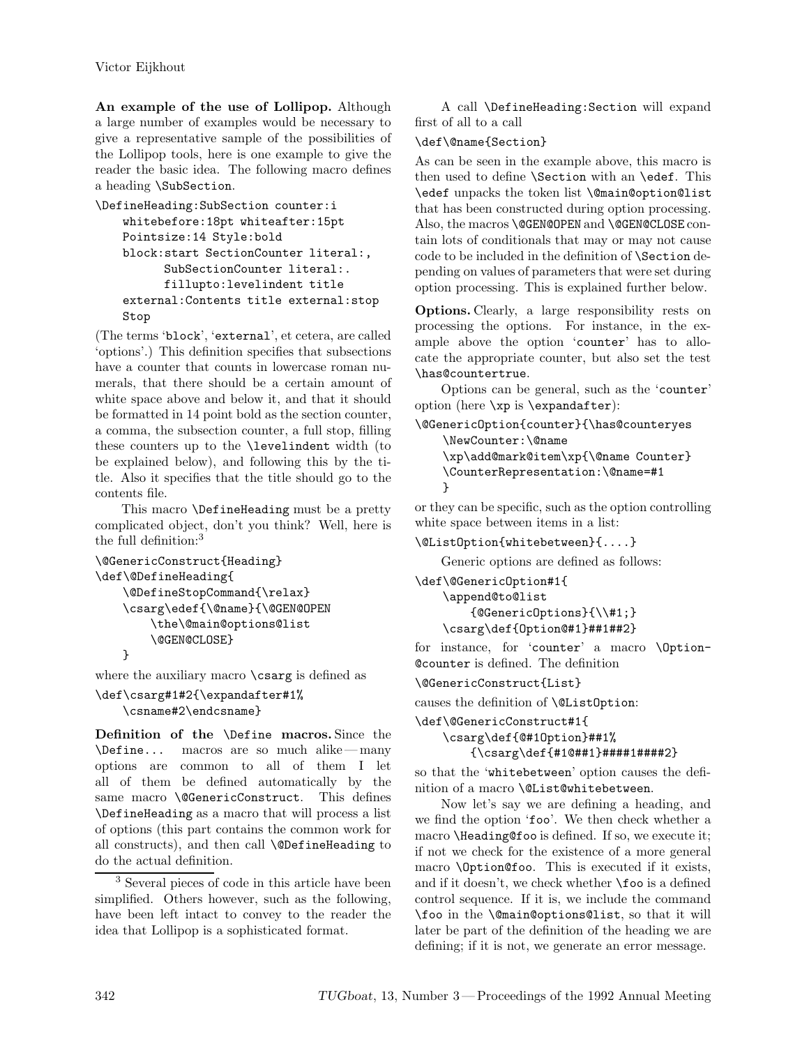**An example of the use of Lollipop.** Although a large number of examples would be necessary to give a representative sample of the possibilities of the Lollipop tools, here is one example to give the reader the basic idea. The following macro defines a heading `\SubSection`.

```
\DefineHeading:SubSection counter:i
    whitebefore:18pt whiteafter:15pt
    Pointsize:14 Style:bold
    block:start SectionCounter literal:,
          SubSectionCounter literal:.
          fillupto:levelindent title
    external:Contents title external:stop
    Stop
```

(The terms '`block`', '`external`', et cetera, are called 'options'.) This definition specifies that subsections have a counter that counts in lowercase roman numerals, that there should be a certain amount of white space above and below it, and that it should be formatted in 14 point bold as the section counter, a comma, the subsection counter, a full stop, filling these counters up to the `\levelindent` width (to be explained below), and following this by the title. Also it specifies that the title should go to the contents file.

This macro `\DefineHeading` must be a pretty complicated object, don't you think? Well, here is the full definition:[3]

```
\@GenericConstruct{Heading}
\def\@DefineHeading{
    \@DefineStopCommand{\relax}
    \csarg\edef{\@name}{\@GEN@OPEN
        \the\@main@options@list
        \@GEN@CLOSE}
    }
```

where the auxiliary macro `\csarg` is defined as

```
\def\csarg#1#2{\expandafter#1%
    \csname#2\endcsname}
```

**Definition of the `\Define` macros.** Since the `\Define...` macros are so much alike — many options are common to all of them I let all of them be defined automatically by the same macro `\@GenericConstruct`. This defines `\DefineHeading` as a macro that will process a list of options (this part contains the common work for all constructs), and then call `\@DefineHeading` to do the actual definition.

[3] Several pieces of code in this article have been simplified. Others however, such as the following, have been left intact to convey to the reader the idea that Lollipop is a sophisticated format.

A call `\DefineHeading:Section` will expand first of all to a call

```
\def\@name{Section}
```

As can be seen in the example above, this macro is then used to define `\Section` with an `\edef`. This `\edef` unpacks the token list `\@main@option@list` that has been constructed during option processing. Also, the macros `\@GEN@OPEN` and `\@GEN@CLOSE` contain lots of conditionals that may or may not cause code to be included in the definition of `\Section` depending on values of parameters that were set during option processing. This is explained further below.

**Options.** Clearly, a large responsibility rests on processing the options. For instance, in the example above the option '`counter`' has to allocate the appropriate counter, but also set the test `\has@countertrue`.

Options can be general, such as the '`counter`' option (here `\xp` is `\expandafter`):

```
\@GenericOption{counter}{\has@counteryes
    \NewCounter:\@name
    \xp\add@mark@item\xp{\@name Counter}
    \CounterRepresentation:\@name=#1
    }
```

or they can be specific, such as the option controlling white space between items in a list:

```
\@ListOption{whitebetween}{....}
```

Generic options are defined as follows:

```
\def\@GenericOption#1{
    \append@to@list
        {@GenericOptions}{\\#1;}
    \csarg\def{Option@#1}##1##2}
```

for instance, for '`counter`' a macro `\Option-@counter` is defined. The definition

```
\@GenericConstruct{List}
```

causes the definition of `\@ListOption`:

```
\def\@GenericConstruct#1{
    \csarg\def{@#1Option}##1%
        {\csarg\def{#1@##1}####1####2}
```

so that the '`whitebetween`' option causes the definition of a macro `\@List@whitebetween`.

Now let's say we are defining a heading, and we find the option '`foo`'. We then check whether a macro `\Heading@foo` is defined. If so, we execute it; if not we check for the existence of a more general macro `\Option@foo`. This is executed if it exists, and if it doesn't, we check whether `\foo` is a defined control sequence. If it is, we include the command `\foo` in the `\@main@options@list`, so that it will later be part of the definition of the heading we are defining; if it is not, we generate an error message.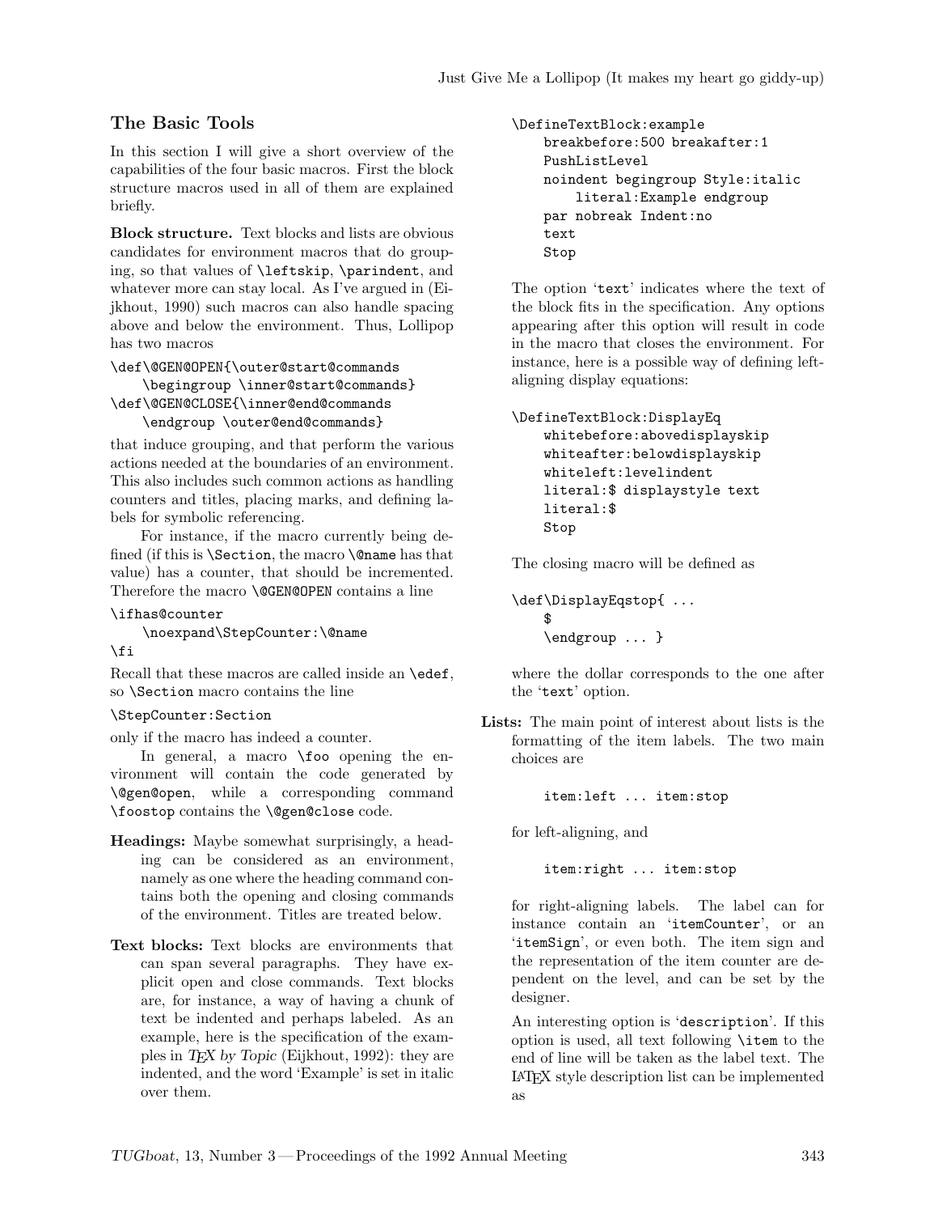## The Basic Tools

In this section I will give a short overview of the capabilities of the four basic macros. First the block structure macros used in all of them are explained briefly.

**Block structure.** Text blocks and lists are obvious candidates for environment macros that do grouping, so that values of `\leftskip`, `\parindent`, and whatever more can stay local. As I've argued in (Eijkhout, 1990) such macros can also handle spacing above and below the environment. Thus, Lollipop has two macros

```
\def\@GEN@OPEN{\outer@start@commands
    \begingroup \inner@start@commands}
\def\@GEN@CLOSE{\inner@end@commands
    \endgroup \outer@end@commands}
```

that induce grouping, and that perform the various actions needed at the boundaries of an environment. This also includes such common actions as handling counters and titles, placing marks, and defining labels for symbolic referencing.

For instance, if the macro currently being defined (if this is `\Section`, the macro `\@name` has that value) has a counter, that should be incremented. Therefore the macro `\@GEN@OPEN` contains a line

```
\ifhas@counter
    \noexpand\StepCounter:\@name
\fi
```

Recall that these macros are called inside an `\edef`, so `\Section` macro contains the line

```
\StepCounter:Section
```

only if the macro has indeed a counter.

In general, a macro `\foo` opening the environment will contain the code generated by `\@gen@open`, while a corresponding command `\foostop` contains the `\@gen@close` code.

**Headings:** Maybe somewhat surprisingly, a heading can be considered as an environment, namely as one where the heading command contains both the opening and closing commands of the environment. Titles are treated below.

**Text blocks:** Text blocks are environments that can span several paragraphs. They have explicit open and close commands. Text blocks are, for instance, a way of having a chunk of text be indented and perhaps labeled. As an example, here is the specification of the examples in *TEX by Topic* (Eijkhout, 1992): they are indented, and the word 'Example' is set in italic over them.

```
\DefineTextBlock:example
    breakbefore:500 breakafter:1
    PushListLevel
    noindent begingroup Style:italic
        literal:Example endgroup
    par nobreak Indent:no
    text
    Stop
```

The option '`text`' indicates where the text of the block fits in the specification. Any options appearing after this option will result in code in the macro that closes the environment. For instance, here is a possible way of defining left-aligning display equations:

```
\DefineTextBlock:DisplayEq
    whitebefore:abovedisplayskip
    whiteafter:belowdisplayskip
    whiteleft:levelindent
    literal:$ displaystyle text
    literal:$
    Stop
```

The closing macro will be defined as

```
\def\DisplayEqstop{ ...
    $
    \endgroup ... }
```

where the dollar corresponds to the one after the '`text`' option.

**Lists:** The main point of interest about lists is the formatting of the item labels. The two main choices are

```
item:left ... item:stop
```

for left-aligning, and

```
item:right ... item:stop
```

for right-aligning labels. The label can for instance contain an '`itemCounter`', or an '`itemSign`', or even both. The item sign and the representation of the item counter are dependent on the level, and can be set by the designer.

An interesting option is '`description`'. If this option is used, all text following `\item` to the end of line will be taken as the label text. The LaTeX style description list can be implemented as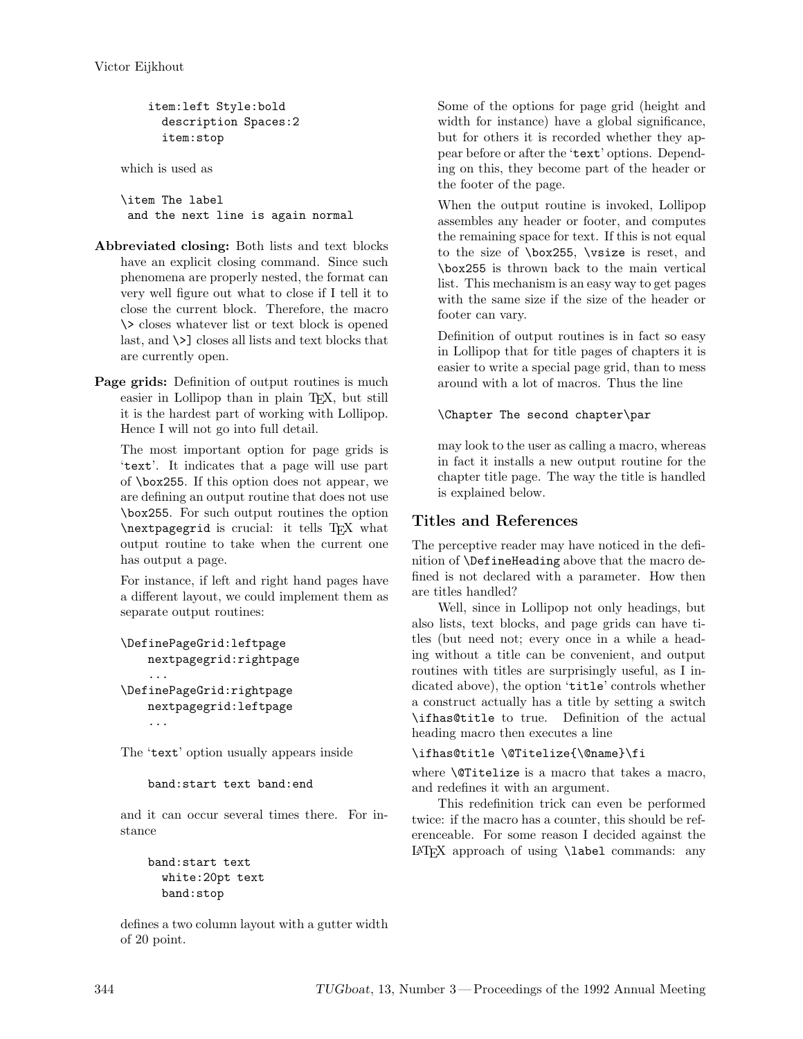```
item:left Style:bold
  description Spaces:2
  item:stop
```

which is used as

```
\item The label
 and the next line is again normal
```

**Abbreviated closing:** Both lists and text blocks have an explicit closing command. Since such phenomena are properly nested, the format can very well figure out what to close if I tell it to close the current block. Therefore, the macro `\>` closes whatever list or text block is opened last, and `\>]` closes all lists and text blocks that are currently open.

**Page grids:** Definition of output routines is much easier in Lollipop than in plain TeX, but still it is the hardest part of working with Lollipop. Hence I will not go into full detail.

The most important option for page grids is '`text`'. It indicates that a page will use part of `\box255`. If this option does not appear, we are defining an output routine that does not use `\box255`. For such output routines the option `\nextpagegrid` is crucial: it tells TeX what output routine to take when the current one has output a page.

For instance, if left and right hand pages have a different layout, we could implement them as separate output routines:

```
\DefinePageGrid:leftpage
    nextpagegrid:rightpage
    ...
\DefinePageGrid:rightpage
    nextpagegrid:leftpage
    ...
```

The '`text`' option usually appears inside

```
band:start text band:end
```

and it can occur several times there. For instance

```
band:start text
  white:20pt text
  band:stop
```

defines a two column layout with a gutter width of 20 point.

Some of the options for page grid (height and width for instance) have a global significance, but for others it is recorded whether they appear before or after the '`text`' options. Depending on this, they become part of the header or the footer of the page.

When the output routine is invoked, Lollipop assembles any header or footer, and computes the remaining space for text. If this is not equal to the size of `\box255`, `\vsize` is reset, and `\box255` is thrown back to the main vertical list. This mechanism is an easy way to get pages with the same size if the size of the header or footer can vary.

Definition of output routines is in fact so easy in Lollipop that for title pages of chapters it is easier to write a special page grid, than to mess around with a lot of macros. Thus the line

```
\Chapter The second chapter\par
```

may look to the user as calling a macro, whereas in fact it installs a new output routine for the chapter title page. The way the title is handled is explained below.

## Titles and References

The perceptive reader may have noticed in the definition of `\DefineHeading` above that the macro defined is not declared with a parameter. How then are titles handled?

Well, since in Lollipop not only headings, but also lists, text blocks, and page grids can have titles (but need not; every once in a while a heading without a title can be convenient, and output routines with titles are surprisingly useful, as I indicated above), the option '`title`' controls whether a construct actually has a title by setting a switch `\ifhas@title` to true. Definition of the actual heading macro then executes a line

```
\ifhas@title \@Titelize{\@name}\fi
```

where `\@Titelize` is a macro that takes a macro, and redefines it with an argument.

This redefinition trick can even be performed twice: if the macro has a counter, this should be referenceable. For some reason I decided against the LaTeX approach of using `\label` commands: any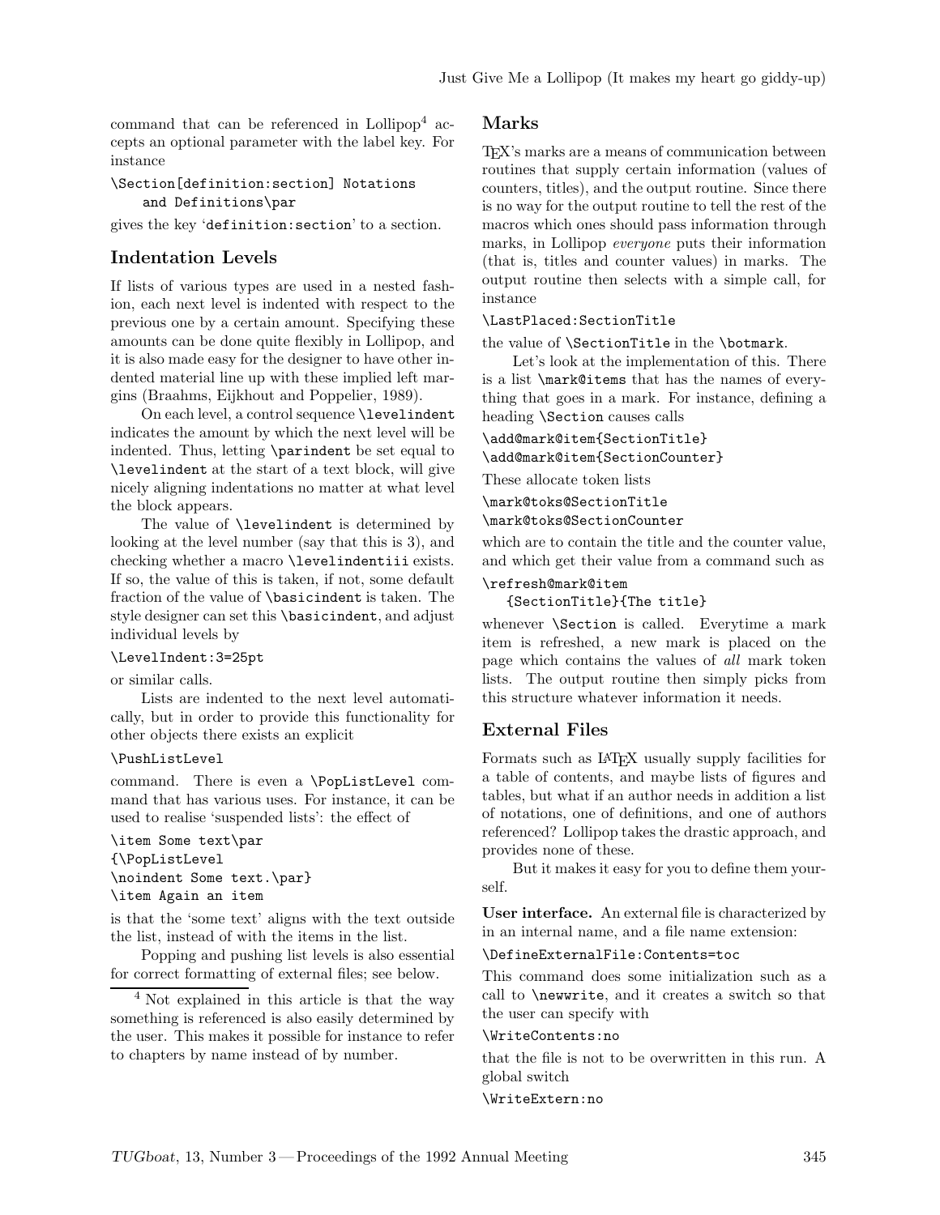command that can be referenced in Lollipop[4] accepts an optional parameter with the label key. For instance

```
\Section[definition:section] Notations
    and Definitions\par
```

gives the key 'definition:section' to a section.

## Indentation Levels

If lists of various types are used in a nested fashion, each next level is indented with respect to the previous one by a certain amount. Specifying these amounts can be done quite flexibly in Lollipop, and it is also made easy for the designer to have other indented material line up with these implied left margins (Braahms, Eijkhout and Poppelier, 1989).

On each level, a control sequence `\levelindent` indicates the amount by which the next level will be indented. Thus, letting `\parindent` be set equal to `\levelindent` at the start of a text block, will give nicely aligning indentations no matter at what level the block appears.

The value of `\levelindent` is determined by looking at the level number (say that this is 3), and checking whether a macro `\levelindentiii` exists. If so, the value of this is taken, if not, some default fraction of the value of `\basicindent` is taken. The style designer can set this `\basicindent`, and adjust individual levels by

```
\LevelIndent:3=25pt
```

or similar calls.

Lists are indented to the next level automatically, but in order to provide this functionality for other objects there exists an explicit

```
\PushListLevel
```

command. There is even a `\PopListLevel` command that has various uses. For instance, it can be used to realise 'suspended lists': the effect of

```
\item Some text\par
{\PopListLevel
\noindent Some text.\par}
\item Again an item
```

is that the 'some text' aligns with the text outside the list, instead of with the items in the list.

Popping and pushing list levels is also essential for correct formatting of external files; see below.

[4] Not explained in this article is that the way something is referenced is also easily determined by the user. This makes it possible for instance to refer to chapters by name instead of by number.

## Marks

TeX's marks are a means of communication between routines that supply certain information (values of counters, titles), and the output routine. Since there is no way for the output routine to tell the rest of the macros which ones should pass information through marks, in Lollipop *everyone* puts their information (that is, titles and counter values) in marks. The output routine then selects with a simple call, for instance

```
\LastPlaced:SectionTitle
```

the value of `\SectionTitle` in the `\botmark`.

Let's look at the implementation of this. There is a list `\mark@items` that has the names of everything that goes in a mark. For instance, defining a heading `\Section` causes calls

```
\add@mark@item{SectionTitle}
\add@mark@item{SectionCounter}
```

These allocate token lists

```
\mark@toks@SectionTitle
\mark@toks@SectionCounter
```

which are to contain the title and the counter value, and which get their value from a command such as

```
\refresh@mark@item
  {SectionTitle}{The title}
```

whenever `\Section` is called. Everytime a mark item is refreshed, a new mark is placed on the page which contains the values of *all* mark token lists. The output routine then simply picks from this structure whatever information it needs.

## External Files

Formats such as LaTeX usually supply facilities for a table of contents, and maybe lists of figures and tables, but what if an author needs in addition a list of notations, one of definitions, and one of authors referenced? Lollipop takes the drastic approach, and provides none of these.

But it makes it easy for you to define them yourself.

**User interface.** An external file is characterized by in an internal name, and a file name extension:

```
\DefineExternalFile:Contents=toc
```

This command does some initialization such as a call to `\newwrite`, and it creates a switch so that the user can specify with

```
\WriteContents:no
```

that the file is not to be overwritten in this run. A global switch

```
\WriteExtern:no
```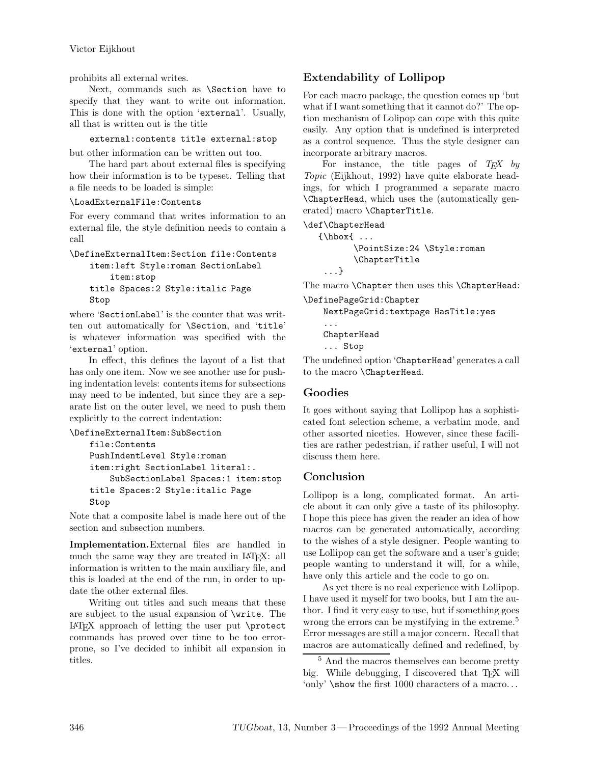prohibits all external writes.

Next, commands such as `\Section` have to specify that they want to write out information. This is done with the option '`external`'. Usually, all that is written out is the title

```
external:contents title external:stop
```

but other information can be written out too.

The hard part about external files is specifying how their information is to be typeset. Telling that a file needs to be loaded is simple:

```
\LoadExternalFile:Contents
```

For every command that writes information to an external file, the style definition needs to contain a call

```
\DefineExternalItem:Section file:Contents
    item:left Style:roman SectionLabel
        item:stop
    title Spaces:2 Style:italic Page
    Stop
```

where '`SectionLabel`' is the counter that was written out automatically for `\Section`, and '`title`' is whatever information was specified with the '`external`' option.

In effect, this defines the layout of a list that has only one item. Now we see another use for pushing indentation levels: contents items for subsections may need to be indented, but since they are a separate list on the outer level, we need to push them explicitly to the correct indentation:

```
\DefineExternalItem:SubSection
    file:Contents
    PushIndentLevel Style:roman
    item:right SectionLabel literal:.
        SubSectionLabel Spaces:1 item:stop
    title Spaces:2 Style:italic Page
    Stop
```

Note that a composite label is made here out of the section and subsection numbers.

**Implementation.** External files are handled in much the same way they are treated in LaTeX: all information is written to the main auxiliary file, and this is loaded at the end of the run, in order to update the other external files.

Writing out titles and such means that these are subject to the usual expansion of `\write`. The LaTeX approach of letting the user put `\protect` commands has proved over time to be too error-prone, so I've decided to inhibit all expansion in titles.

## Extendability of Lollipop

For each macro package, the question comes up 'but what if I want something that it cannot do?' The option mechanism of Lolipop can cope with this quite easily. Any option that is undefined is interpreted as a control sequence. Thus the style designer can incorporate arbitrary macros.

For instance, the title pages of *TEX by Topic* (Eijkhout, 1992) have quite elaborate headings, for which I programmed a separate macro `\ChapterHead`, which uses the (automatically generated) macro `\ChapterTitle`.

```
\def\ChapterHead
   {\hbox{ ...
          \PointSize:24 \Style:roman
          \ChapterTitle
    ...}
```

The macro `\Chapter` then uses this `\ChapterHead`:

```
\DefinePageGrid:Chapter
    NextPageGrid:textpage HasTitle:yes
    ...
    ChapterHead
    ... Stop
```

The undefined option '`ChapterHead`' generates a call to the macro `\ChapterHead`.

## Goodies

It goes without saying that Lollipop has a sophisticated font selection scheme, a verbatim mode, and other assorted niceties. However, since these facilities are rather pedestrian, if rather useful, I will not discuss them here.

## Conclusion

Lollipop is a long, complicated format. An article about it can only give a taste of its philosophy. I hope this piece has given the reader an idea of how macros can be generated automatically, according to the wishes of a style designer. People wanting to use Lollipop can get the software and a user's guide; people wanting to understand it will, for a while, have only this article and the code to go on.

As yet there is no real experience with Lollipop. I have used it myself for two books, but I am the author. I find it very easy to use, but if something goes wrong the errors can be mystifying in the extreme.[5] Error messages are still a major concern. Recall that macros are automatically defined and redefined, by

[5] And the macros themselves can become pretty big. While debugging, I discovered that TEX will 'only' `\show` the first 1000 characters of a macro...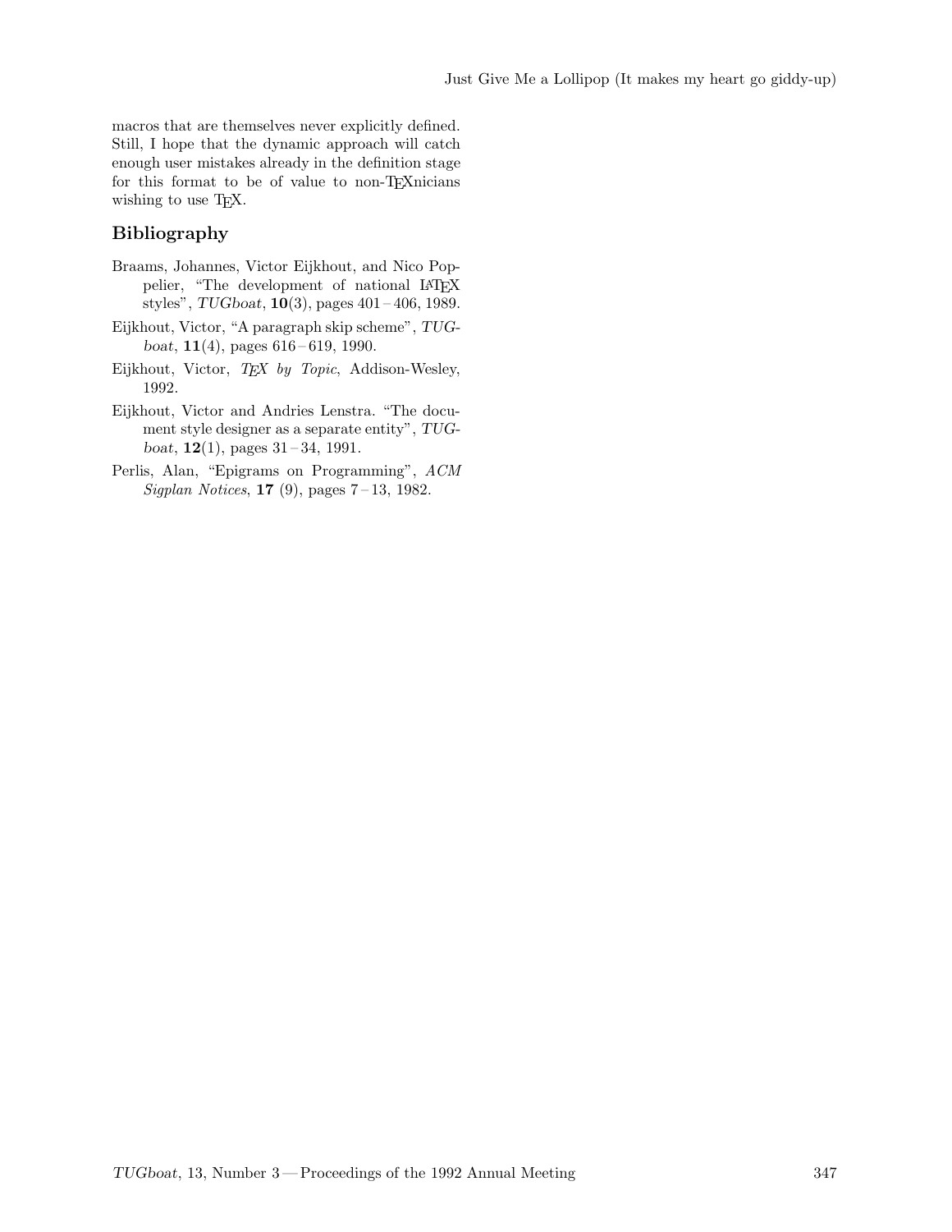macros that are themselves never explicitly defined. Still, I hope that the dynamic approach will catch enough user mistakes already in the definition stage for this format to be of value to non-TeXnicians wishing to use TeX.

## Bibliography

Braams, Johannes, Victor Eijkhout, and Nico Poppelier, "The development of national LaTeX styles", *TUGboat*, **10**(3), pages 401–406, 1989.

Eijkhout, Victor, "A paragraph skip scheme", *TUGboat*, **11**(4), pages 616–619, 1990.

Eijkhout, Victor, *TeX by Topic*, Addison-Wesley, 1992.

Eijkhout, Victor and Andries Lenstra. "The document style designer as a separate entity", *TUGboat*, **12**(1), pages 31–34, 1991.

Perlis, Alan, "Epigrams on Programming", *ACM Sigplan Notices*, **17** (9), pages 7–13, 1982.